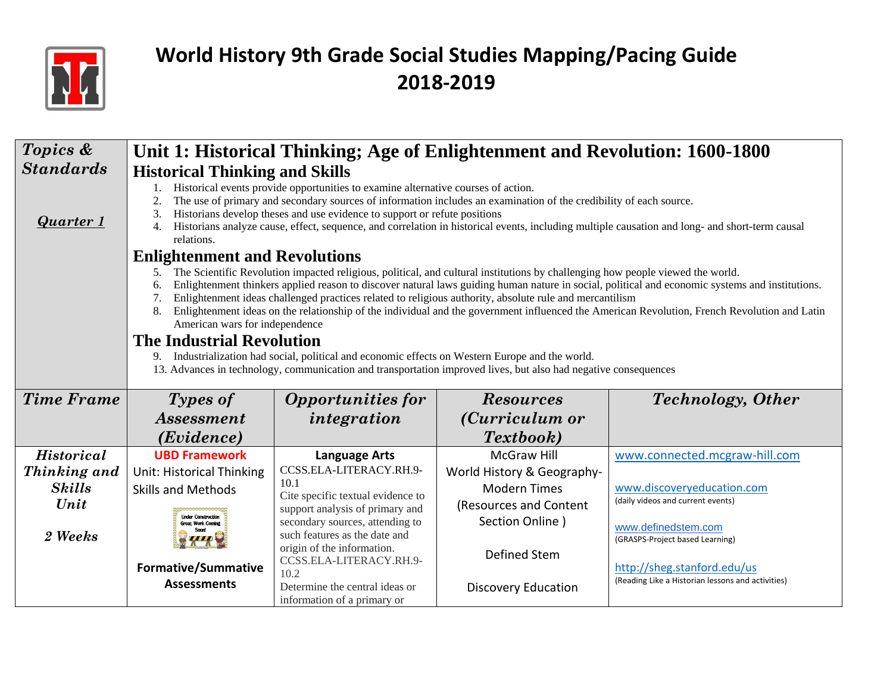# World History 9th Grade Social Studies Mapping/Pacing Guide 2018-2019

| *Topics & Standards*<br><br>*Quarter 1* | **Unit 1: Historical Thinking; Age of Enlightenment and Revolution: 1600-1800**<br>**Historical Thinking and Skills**<br>1. Historical events provide opportunities to examine alternative courses of action.<br>2. The use of primary and secondary sources of information includes an examination of the credibility of each source.<br>3. Historians develop theses and use evidence to support or refute positions<br>4. Historians analyze cause, effect, sequence, and correlation in historical events, including multiple causation and long- and short-term causal relations.<br>**Enlightenment and Revolutions**<br>5. The Scientific Revolution impacted religious, political, and cultural institutions by challenging how people viewed the world.<br>6. Enlightenment thinkers applied reason to discover natural laws guiding human nature in social, political and economic systems and institutions.<br>7. Enlightenment ideas challenged practices related to religious authority, absolute rule and mercantilism<br>8. Enlightenment ideas on the relationship of the individual and the government influenced the American Revolution, French Revolution and Latin American wars for independence<br>**The Industrial Revolution**<br>9. Industrialization had social, political and economic effects on Western Europe and the world.<br>13. Advances in technology, communication and transportation improved lives, but also had negative consequences | | | |
|---|---|---|---|---|
| ***Time Frame*** | ***Types of Assessment (Evidence)*** | ***Opportunities for integration*** | ***Resources (Curriculum or Textbook)*** | ***Technology, Other*** |
| *Historical Thinking and Skills Unit*<br><br>*2 Weeks* | **UBD Framework**<br>Unit: Historical Thinking Skills and Methods<br><br>Under Construction Great Work Coming Soon!<br><br>**Formative/Summative Assessments** | **Language Arts**<br>CCSS.ELA-LITERACY.RH.9-10.1<br>Cite specific textual evidence to support analysis of primary and secondary sources, attending to such features as the date and origin of the information.<br>CCSS.ELA-LITERACY.RH.9-10.2<br>Determine the central ideas or information of a primary or | McGraw Hill World History & Geography-Modern Times (Resources and Content Section Online )<br><br>Defined Stem<br><br>Discovery Education | www.connected.mcgraw-hill.com<br><br>www.discoveryeducation.com<br>(daily videos and current events)<br><br>www.definedstem.com<br>(GRASPS-Project based Learning)<br><br>http://sheg.stanford.edu/us<br>(Reading Like a Historian lessons and activities) |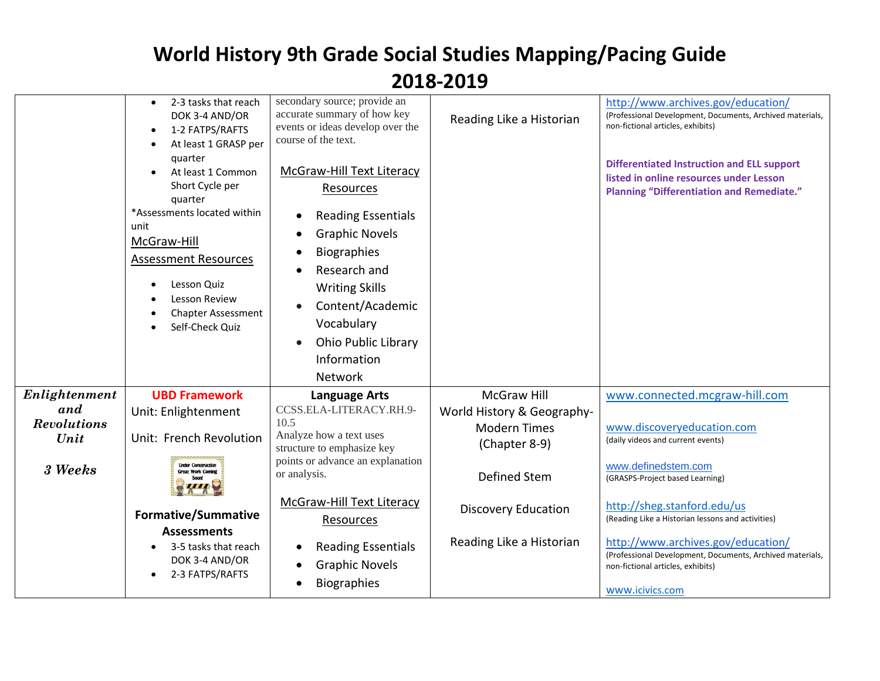# World History 9th Grade Social Studies Mapping/Pacing Guide 2018-2019

| | | | | |
|---|---|---|---|---|
| | • 2-3 tasks that reach DOK 3-4 AND/OR<br>• 1-2 FATPS/RAFTS<br>• At least 1 GRASP per quarter<br>• At least 1 Common Short Cycle per quarter<br>*Assessments located within unit<br>McGraw-Hill Assessment Resources<br>• Lesson Quiz<br>• Lesson Review<br>• Chapter Assessment<br>• Self-Check Quiz | secondary source; provide an accurate summary of how key events or ideas develop over the course of the text.<br>McGraw-Hill Text Literacy Resources<br>• Reading Essentials<br>• Graphic Novels<br>• Biographies<br>• Research and Writing Skills<br>• Content/Academic Vocabulary<br>• Ohio Public Library Information Network | Reading Like a Historian | http://www.archives.gov/education/<br>(Professional Development, Documents, Archived materials, non-fictional articles, exhibits)<br>**Differentiated Instruction and ELL support listed in online resources under Lesson Planning "Differentiation and Remediate."** |
| ***Enlightenment and Revolutions Unit***<br>***3 Weeks*** | **UBD Framework**<br>Unit: Enlightenment<br>Unit: French Revolution<br>Under Construction Great Work Coming Soon!<br>**Formative/Summative Assessments**<br>• 3-5 tasks that reach DOK 3-4 AND/OR<br>• 2-3 FATPS/RAFTS | **Language Arts**<br>CCSS.ELA-LITERACY.RH.9-10.5<br>Analyze how a text uses structure to emphasize key points or advance an explanation or analysis.<br>McGraw-Hill Text Literacy Resources<br>• Reading Essentials<br>• Graphic Novels<br>• Biographies | McGraw Hill World History & Geography- Modern Times (Chapter 8-9)<br>Defined Stem<br>Discovery Education<br>Reading Like a Historian | www.connected.mcgraw-hill.com<br>www.discoveryeducation.com<br>(daily videos and current events)<br>www.definedstem.com<br>(GRASPS-Project based Learning)<br>http://sheg.stanford.edu/us<br>(Reading Like a Historian lessons and activities)<br>http://www.archives.gov/education/<br>(Professional Development, Documents, Archived materials, non-fictional articles, exhibits)<br>www.icivics.com |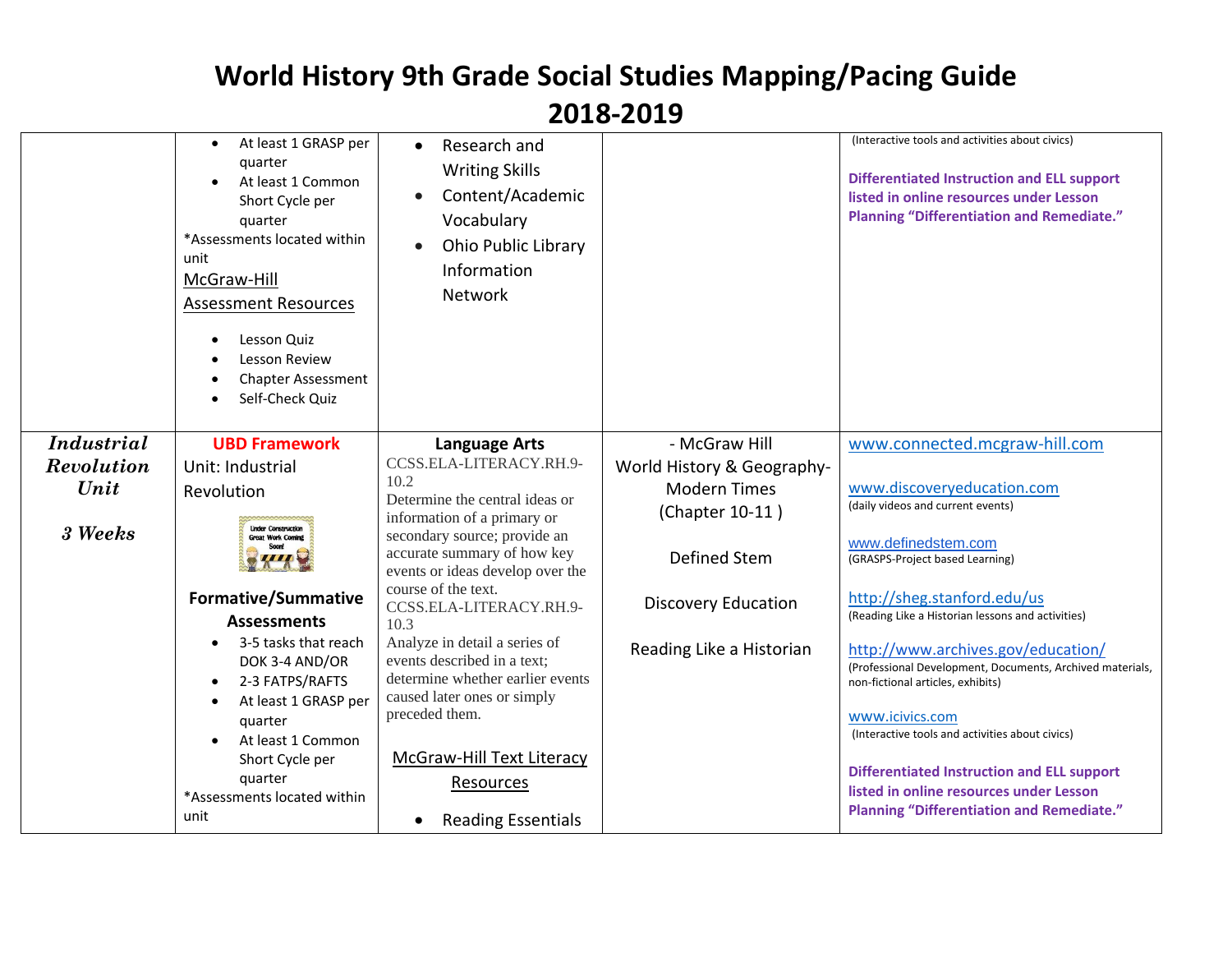# World History 9th Grade Social Studies Mapping/Pacing Guide 2018-2019

| | | | | |
|---|---|---|---|---|
| | • At least 1 GRASP per quarter<br>• At least 1 Common Short Cycle per quarter<br>*Assessments located within unit<br>McGraw-Hill Assessment Resources<br>• Lesson Quiz<br>• Lesson Review<br>• Chapter Assessment<br>• Self-Check Quiz | • Research and Writing Skills<br>• Content/Academic Vocabulary<br>• Ohio Public Library Information Network | | (Interactive tools and activities about civics)<br>**Differentiated Instruction and ELL support listed in online resources under Lesson Planning "Differentiation and Remediate."** |
| ***Industrial Revolution Unit***<br>***3 Weeks*** | **UBD Framework**<br>Unit: Industrial Revolution<br>Under Construction Great Work Coming Soon!<br>**Formative/Summative Assessments**<br>• 3-5 tasks that reach DOK 3-4 AND/OR<br>• 2-3 FATPS/RAFTS<br>• At least 1 GRASP per quarter<br>• At least 1 Common Short Cycle per quarter<br>*Assessments located within unit | **Language Arts**<br>CCSS.ELA-LITERACY.RH.9-10.2<br>Determine the central ideas or information of a primary or secondary source; provide an accurate summary of how key events or ideas develop over the course of the text.<br>CCSS.ELA-LITERACY.RH.9-10.3<br>Analyze in detail a series of events described in a text; determine whether earlier events caused later ones or simply preceded them.<br>McGraw-Hill Text Literacy Resources<br>• Reading Essentials | - McGraw Hill World History & Geography-Modern Times (Chapter 10-11 )<br>Defined Stem<br>Discovery Education<br>Reading Like a Historian | www.connected.mcgraw-hill.com<br>www.discoveryeducation.com<br>(daily videos and current events)<br>www.definedstem.com<br>(GRASPS-Project based Learning)<br>http://sheg.stanford.edu/us<br>(Reading Like a Historian lessons and activities)<br>http://www.archives.gov/education/<br>(Professional Development, Documents, Archived materials, non-fictional articles, exhibits)<br>www.icivics.com<br>(Interactive tools and activities about civics)<br>**Differentiated Instruction and ELL support listed in online resources under Lesson Planning "Differentiation and Remediate."** |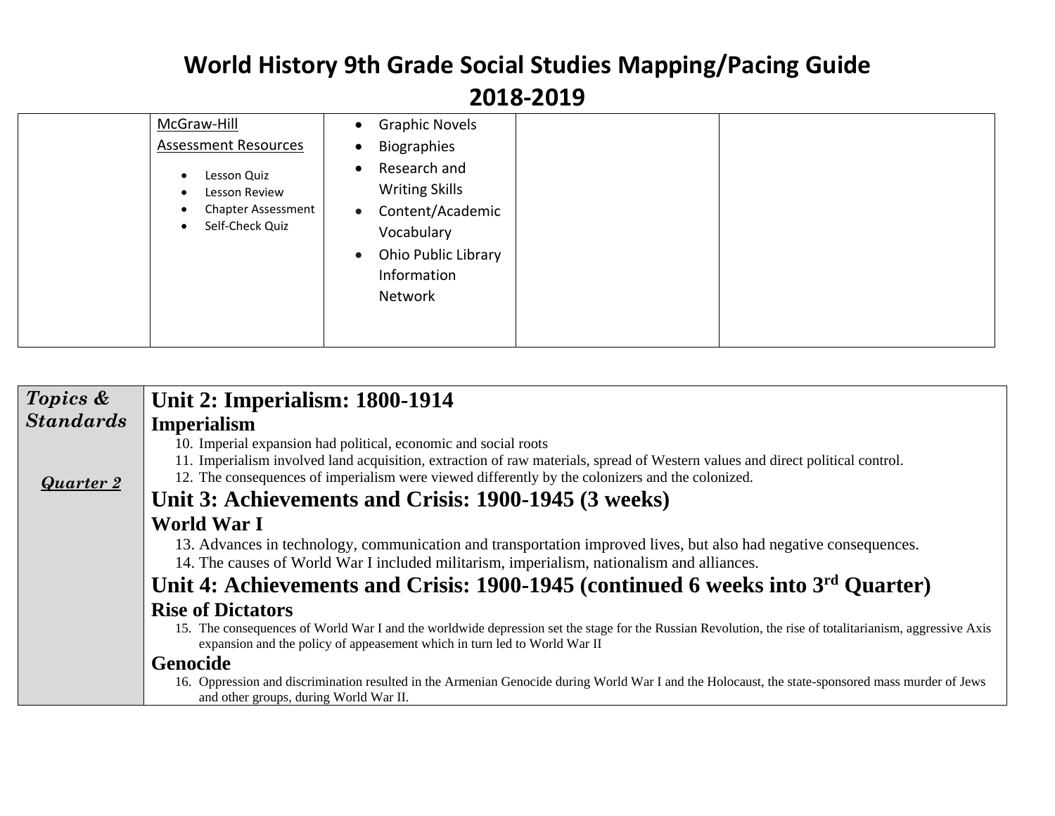# World History 9th Grade Social Studies Mapping/Pacing Guide 2018-2019

| | | | | |
|---|---|---|---|---|
| | McGraw-Hill Assessment Resources<br>• Lesson Quiz<br>• Lesson Review<br>• Chapter Assessment<br>• Self-Check Quiz | • Graphic Novels<br>• Biographies<br>• Research and Writing Skills<br>• Content/Academic Vocabulary<br>• Ohio Public Library Information Network | | |

| | |
|---|---|
| ***Topics & Standards***<br><br>***Quarter 2*** | **Unit 2: Imperialism: 1800-1914**<br>**Imperialism**<br>10. Imperial expansion had political, economic and social roots<br>11. Imperialism involved land acquisition, extraction of raw materials, spread of Western values and direct political control.<br>12. The consequences of imperialism were viewed differently by the colonizers and the colonized.<br>**Unit 3: Achievements and Crisis: 1900-1945 (3 weeks)**<br>**World War I**<br>13. Advances in technology, communication and transportation improved lives, but also had negative consequences.<br>14. The causes of World War I included militarism, imperialism, nationalism and alliances.<br>**Unit 4: Achievements and Crisis: 1900-1945 (continued 6 weeks into 3rd Quarter)**<br>**Rise of Dictators**<br>15. The consequences of World War I and the worldwide depression set the stage for the Russian Revolution, the rise of totalitarianism, aggressive Axis expansion and the policy of appeasement which in turn led to World War II<br>**Genocide**<br>16. Oppression and discrimination resulted in the Armenian Genocide during World War I and the Holocaust, the state-sponsored mass murder of Jews and other groups, during World War II. |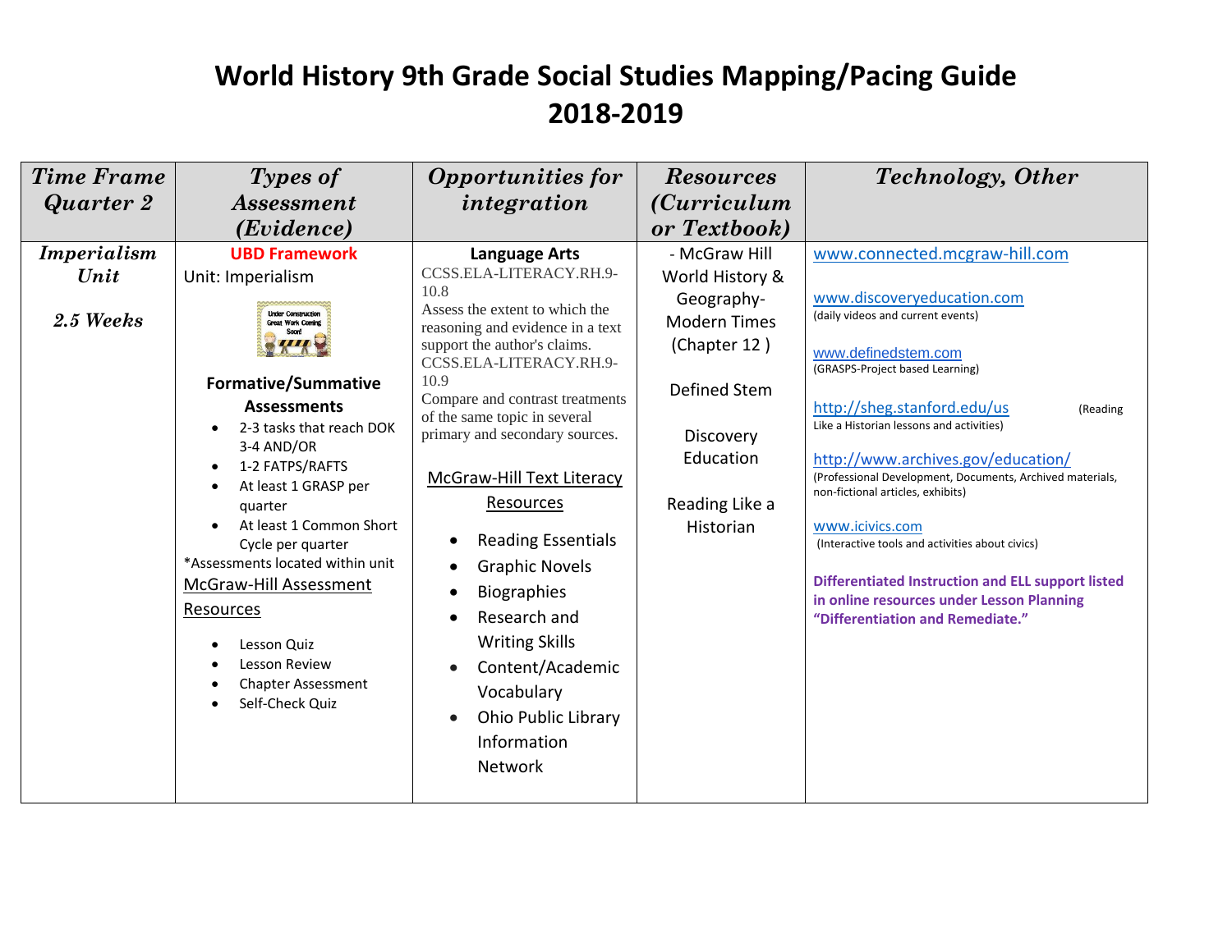# World History 9th Grade Social Studies Mapping/Pacing Guide 2018-2019

| *Time Frame Quarter 2* | *Types of Assessment (Evidence)* | *Opportunities for integration* | *Resources (Curriculum or Textbook)* | *Technology, Other* |
|---|---|---|---|---|
| ***Imperialism Unit***<br><br>***2.5 Weeks*** | **UBD Framework**<br>Unit: Imperialism<br>Under Construction Great Work Coming Soon!<br><br>**Formative/Summative Assessments**<br>• 2-3 tasks that reach DOK 3-4 AND/OR<br>• 1-2 FATPS/RAFTS<br>• At least 1 GRASP per quarter<br>• At least 1 Common Short Cycle per quarter<br>*Assessments located within unit<br>McGraw-Hill Assessment Resources<br>• Lesson Quiz<br>• Lesson Review<br>• Chapter Assessment<br>• Self-Check Quiz | **Language Arts**<br>CCSS.ELA-LITERACY.RH.9-10.8<br>Assess the extent to which the reasoning and evidence in a text support the author's claims.<br>CCSS.ELA-LITERACY.RH.9-10.9<br>Compare and contrast treatments of the same topic in several primary and secondary sources.<br><br>McGraw-Hill Text Literacy Resources<br>• Reading Essentials<br>• Graphic Novels<br>• Biographies<br>• Research and Writing Skills<br>• Content/Academic Vocabulary<br>• Ohio Public Library Information Network | - McGraw Hill World History & Geography- Modern Times (Chapter 12 )<br><br>Defined Stem<br><br>Discovery Education<br><br>Reading Like a Historian | www.connected.mcgraw-hill.com<br><br>www.discoveryeducation.com<br>(daily videos and current events)<br><br>www.definedstem.com<br>(GRASPS-Project based Learning)<br><br>http://sheg.stanford.edu/us (Reading Like a Historian lessons and activities)<br><br>http://www.archives.gov/education/<br>(Professional Development, Documents, Archived materials, non-fictional articles, exhibits)<br><br>www.icivics.com<br>(Interactive tools and activities about civics)<br><br>**Differentiated Instruction and ELL support listed in online resources under Lesson Planning "Differentiation and Remediate."** |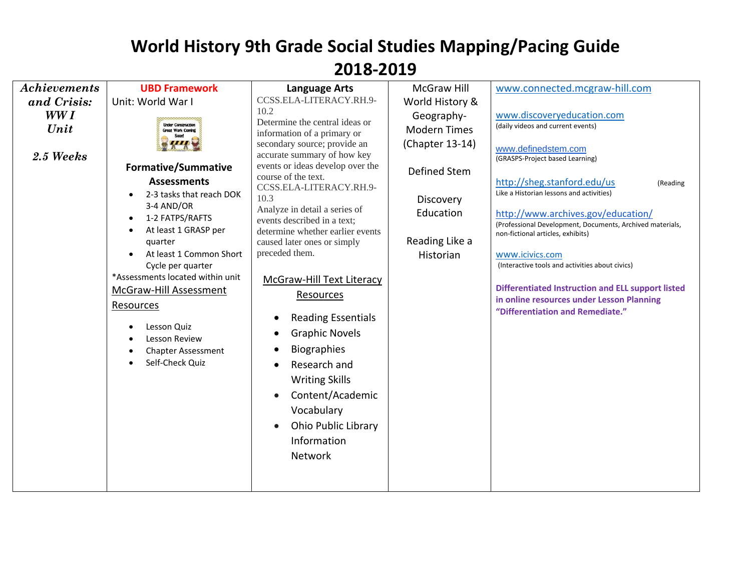# World History 9th Grade Social Studies Mapping/Pacing Guide 2018-2019

| *Achievements and Crisis: WW I Unit*<br><br>*2.5 Weeks* | **UBD Framework**<br>Unit: World War I<br><br>Under Construction Great Work Coming Soon!<br><br>**Formative/Summative Assessments**<br>• 2-3 tasks that reach DOK 3-4 AND/OR<br>• 1-2 FATPS/RAFTS<br>• At least 1 GRASP per quarter<br>• At least 1 Common Short Cycle per quarter<br>*Assessments located within unit<br>McGraw-Hill Assessment Resources<br>• Lesson Quiz<br>• Lesson Review<br>• Chapter Assessment<br>• Self-Check Quiz | **Language Arts**<br>CCSS.ELA-LITERACY.RH.9-10.2<br>Determine the central ideas or information of a primary or secondary source; provide an accurate summary of how key events or ideas develop over the course of the text.<br>CCSS.ELA-LITERACY.RH.9-10.3<br>Analyze in detail a series of events described in a text; determine whether earlier events caused later ones or simply preceded them.<br><br>McGraw-Hill Text Literacy Resources<br>• Reading Essentials<br>• Graphic Novels<br>• Biographies<br>• Research and Writing Skills<br>• Content/Academic Vocabulary<br>• Ohio Public Library Information Network | McGraw Hill World History & Geography- Modern Times (Chapter 13-14)<br><br>Defined Stem<br><br>Discovery Education<br><br>Reading Like a Historian | www.connected.mcgraw-hill.com<br><br>www.discoveryeducation.com<br>(daily videos and current events)<br><br>www.definedstem.com<br>(GRASPS-Project based Learning)<br><br>http://sheg.stanford.edu/us (Reading Like a Historian lessons and activities)<br><br>http://www.archives.gov/education/<br>(Professional Development, Documents, Archived materials, non-fictional articles, exhibits)<br><br>www.icivics.com<br>(Interactive tools and activities about civics)<br><br>**Differentiated Instruction and ELL support listed in online resources under Lesson Planning "Differentiation and Remediate."** |
|---|---|---|---|---|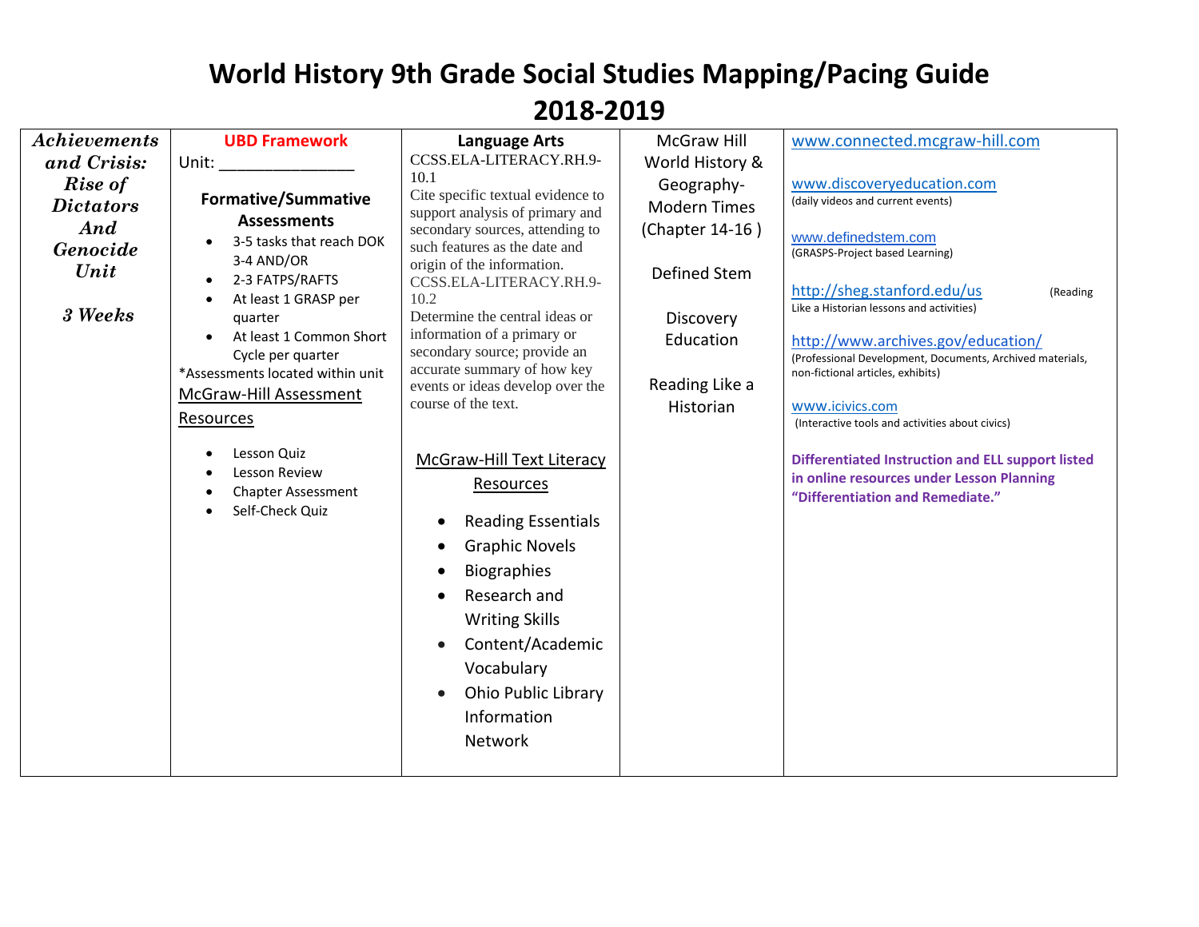# World History 9th Grade Social Studies Mapping/Pacing Guide 2018-2019

| | | | | |
|---|---|---|---|---|
| ***Achievements and Crisis: Rise of Dictators And Genocide Unit*** <br><br> ***3 Weeks*** | **UBD Framework** <br> Unit: _______________ <br><br> **Formative/Summative Assessments** <br> • 3-5 tasks that reach DOK 3-4 AND/OR <br> • 2-3 FATPS/RAFTS <br> • At least 1 GRASP per quarter <br> • At least 1 Common Short Cycle per quarter <br> *Assessments located within unit <br> McGraw-Hill Assessment Resources <br><br> • Lesson Quiz <br> • Lesson Review <br> • Chapter Assessment <br> • Self-Check Quiz | **Language Arts** <br> CCSS.ELA-LITERACY.RH.9-10.1 <br> Cite specific textual evidence to support analysis of primary and secondary sources, attending to such features as the date and origin of the information. <br> CCSS.ELA-LITERACY.RH.9-10.2 <br> Determine the central ideas or information of a primary or secondary source; provide an accurate summary of how key events or ideas develop over the course of the text. <br><br> McGraw-Hill Text Literacy Resources <br><br> • Reading Essentials <br> • Graphic Novels <br> • Biographies <br> • Research and Writing Skills <br> • Content/Academic Vocabulary <br> • Ohio Public Library Information Network | McGraw Hill World History & Geography- Modern Times (Chapter 14-16 ) <br><br> Defined Stem <br><br> Discovery Education <br><br> Reading Like a Historian | www.connected.mcgraw-hill.com <br><br> www.discoveryeducation.com <br> (daily videos and current events) <br><br> www.definedstem.com <br> (GRASPS-Project based Learning) <br><br> http://sheg.stanford.edu/us (Reading Like a Historian lessons and activities) <br><br> http://www.archives.gov/education/ <br> (Professional Development, Documents, Archived materials, non-fictional articles, exhibits) <br><br> www.icivics.com <br> (Interactive tools and activities about civics) <br><br> **Differentiated Instruction and ELL support listed in online resources under Lesson Planning "Differentiation and Remediate."** |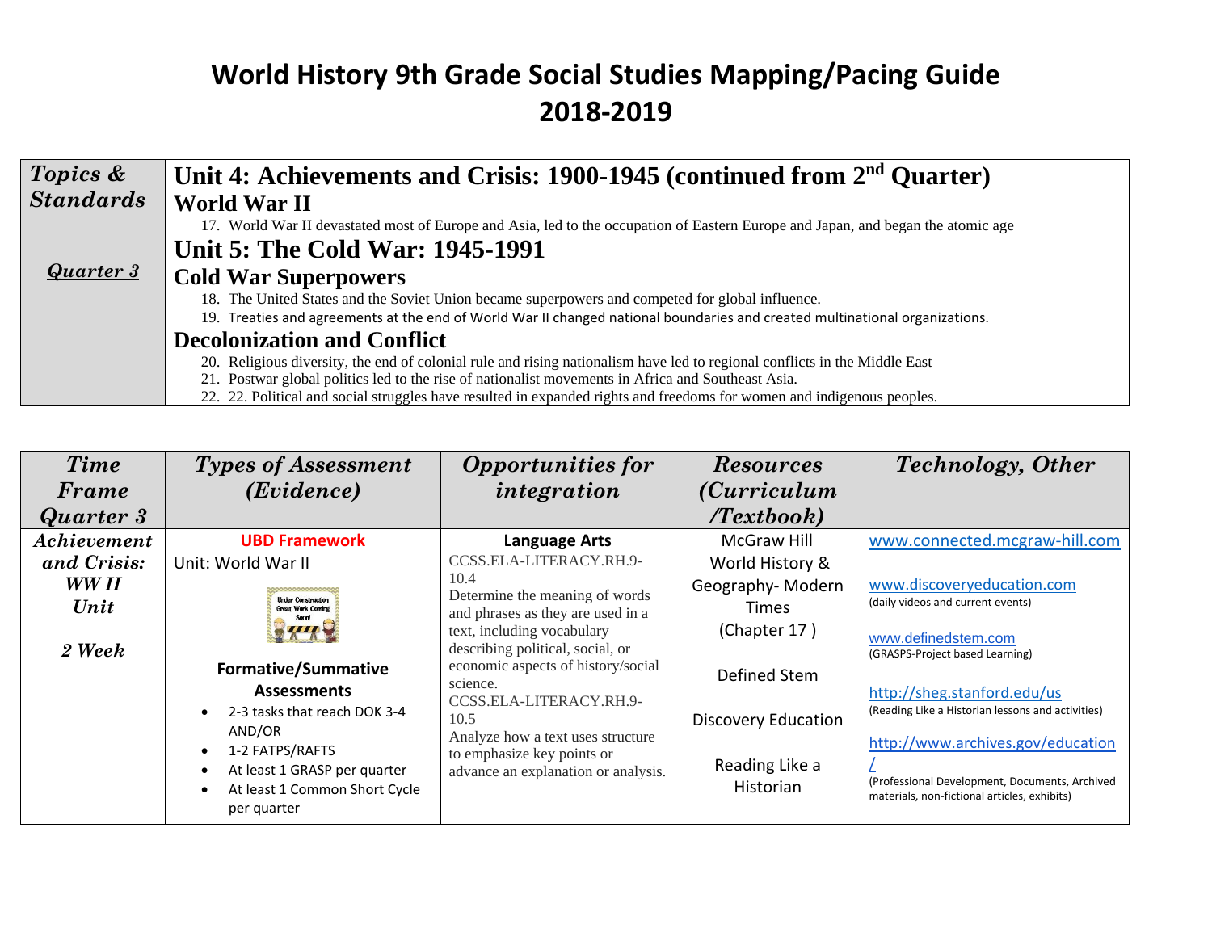# World History 9th Grade Social Studies Mapping/Pacing Guide 2018-2019

| *Topics & Standards* <br><br> ***Quarter 3*** | **Unit 4: Achievements and Crisis: 1900-1945 (continued from 2nd Quarter)** <br> **World War II** <br> 17. World War II devastated most of Europe and Asia, led to the occupation of Eastern Europe and Japan, and began the atomic age <br> **Unit 5: The Cold War: 1945-1991** <br> **Cold War Superpowers** <br> 18. The United States and the Soviet Union became superpowers and competed for global influence. <br> 19. Treaties and agreements at the end of World War II changed national boundaries and created multinational organizations. <br> **Decolonization and Conflict** <br> 20. Religious diversity, the end of colonial rule and rising nationalism have led to regional conflicts in the Middle East <br> 21. Postwar global politics led to the rise of nationalist movements in Africa and Southeast Asia. <br> 22. 22. Political and social struggles have resulted in expanded rights and freedoms for women and indigenous peoples. |
|---|---|

| *Time Frame Quarter 3* | *Types of Assessment (Evidence)* | *Opportunities for integration* | *Resources (Curriculum /Textbook)* | *Technology, Other* |
|---|---|---|---|---|
| ***Achievement and Crisis: WW II Unit*** <br><br> ***2 Week*** | **UBD Framework** <br> Unit: World War II <br> Under Construction Great Work Coming Soon! <br><br> **Formative/Summative Assessments** <br> • 2-3 tasks that reach DOK 3-4 AND/OR <br> • 1-2 FATPS/RAFTS <br> • At least 1 GRASP per quarter <br> • At least 1 Common Short Cycle per quarter | **Language Arts** <br> CCSS.ELA-LITERACY.RH.9-10.4 <br> Determine the meaning of words and phrases as they are used in a text, including vocabulary describing political, social, or economic aspects of history/social science. <br> CCSS.ELA-LITERACY.RH.9-10.5 <br> Analyze how a text uses structure to emphasize key points or advance an explanation or analysis. | McGraw Hill World History & Geography- Modern Times (Chapter 17 ) <br><br> Defined Stem <br><br> Discovery Education <br><br> Reading Like a Historian | www.connected.mcgraw-hill.com <br><br> www.discoveryeducation.com <br> (daily videos and current events) <br><br> www.definedstem.com <br> (GRASPS-Project based Learning) <br><br> http://sheg.stanford.edu/us <br> (Reading Like a Historian lessons and activities) <br><br> http://www.archives.gov/education/ <br> (Professional Development, Documents, Archived materials, non-fictional articles, exhibits) |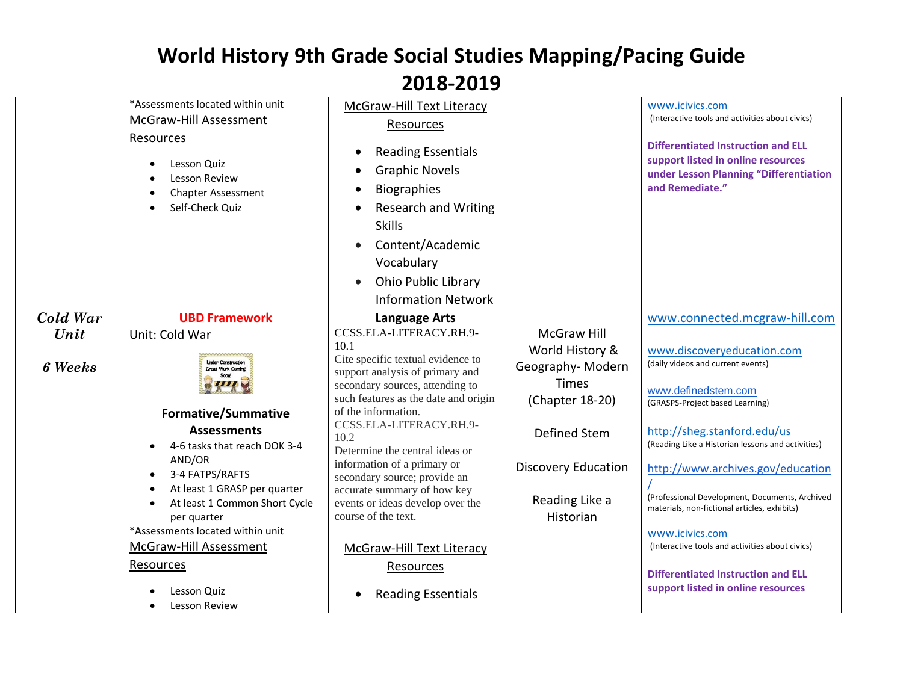# World History 9th Grade Social Studies Mapping/Pacing Guide 2018-2019

| | | | | |
|---|---|---|---|---|
| | *Assessments located within unit<br>McGraw-Hill Assessment Resources<br>• Lesson Quiz<br>• Lesson Review<br>• Chapter Assessment<br>• Self-Check Quiz | McGraw-Hill Text Literacy Resources<br>• Reading Essentials<br>• Graphic Novels<br>• Biographies<br>• Research and Writing Skills<br>• Content/Academic Vocabulary<br>• Ohio Public Library Information Network | | www.icivics.com<br>(Interactive tools and activities about civics)<br><br>**Differentiated Instruction and ELL support listed in online resources under Lesson Planning "Differentiation and Remediate."** |
| ***Cold War Unit***<br><br>***6 Weeks*** | **UBD Framework**<br>Unit: Cold War<br><br>Under Construction Great Work Coming Soon!<br><br>**Formative/Summative Assessments**<br>• 4-6 tasks that reach DOK 3-4 AND/OR<br>• 3-4 FATPS/RAFTS<br>• At least 1 GRASP per quarter<br>• At least 1 Common Short Cycle per quarter<br>*Assessments located within unit<br>McGraw-Hill Assessment Resources<br>• Lesson Quiz<br>• Lesson Review | **Language Arts**<br>CCSS.ELA-LITERACY.RH.9-10.1<br>Cite specific textual evidence to support analysis of primary and secondary sources, attending to such features as the date and origin of the information.<br>CCSS.ELA-LITERACY.RH.9-10.2<br>Determine the central ideas or information of a primary or secondary source; provide an accurate summary of how key events or ideas develop over the course of the text.<br><br>McGraw-Hill Text Literacy Resources<br>• Reading Essentials | McGraw Hill World History & Geography- Modern Times (Chapter 18-20)<br><br>Defined Stem<br><br>Discovery Education<br><br>Reading Like a Historian | www.connected.mcgraw-hill.com<br><br>www.discoveryeducation.com<br>(daily videos and current events)<br><br>www.definedstem.com<br>(GRASPS-Project based Learning)<br><br>http://sheg.stanford.edu/us<br>(Reading Like a Historian lessons and activities)<br><br>http://www.archives.gov/education/<br>(Professional Development, Documents, Archived materials, non-fictional articles, exhibits)<br><br>www.icivics.com<br>(Interactive tools and activities about civics)<br><br>**Differentiated Instruction and ELL support listed in online resources** |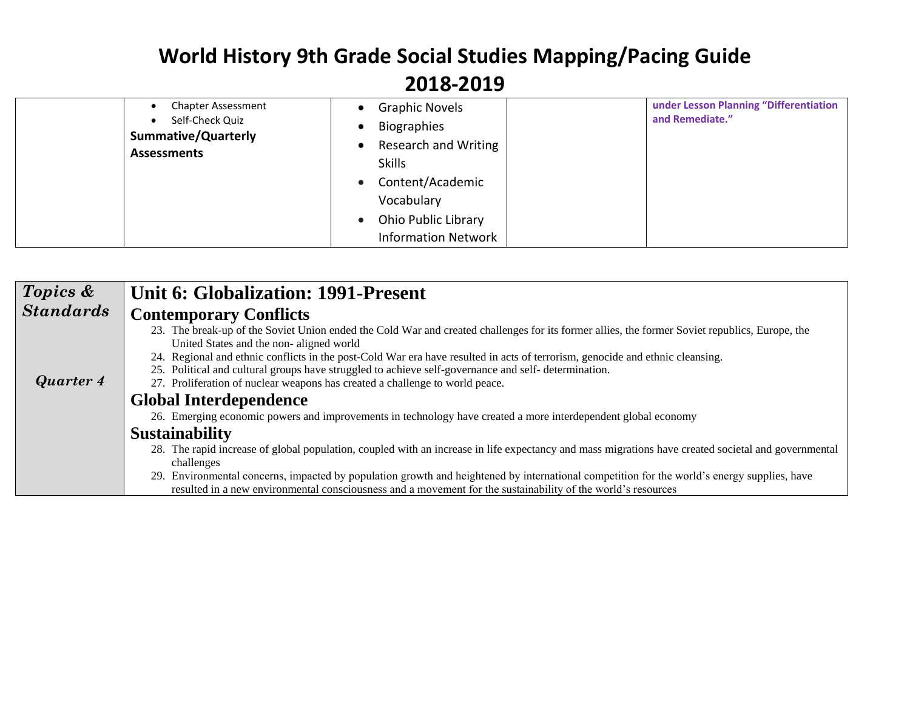# World History 9th Grade Social Studies Mapping/Pacing Guide 2018-2019

| | | | | |
|---|---|---|---|---|
| | • Chapter Assessment<br>• Self-Check Quiz<br>**Summative/Quarterly Assessments** | • Graphic Novels<br>• Biographies<br>• Research and Writing Skills<br>• Content/Academic Vocabulary<br>• Ohio Public Library Information Network | | **under Lesson Planning "Differentiation and Remediate."** |

| *Topics & Standards*<br><br>*Quarter 4* | **Unit 6: Globalization: 1991-Present**<br>**Contemporary Conflicts**<br>23. The break-up of the Soviet Union ended the Cold War and created challenges for its former allies, the former Soviet republics, Europe, the United States and the non- aligned world<br>24. Regional and ethnic conflicts in the post-Cold War era have resulted in acts of terrorism, genocide and ethnic cleansing.<br>25. Political and cultural groups have struggled to achieve self-governance and self- determination.<br>27. Proliferation of nuclear weapons has created a challenge to world peace.<br>**Global Interdependence**<br>26. Emerging economic powers and improvements in technology have created a more interdependent global economy<br>**Sustainability**<br>28. The rapid increase of global population, coupled with an increase in life expectancy and mass migrations have created societal and governmental challenges<br>29. Environmental concerns, impacted by population growth and heightened by international competition for the world's energy supplies, have resulted in a new environmental consciousness and a movement for the sustainability of the world's resources |
|---|---|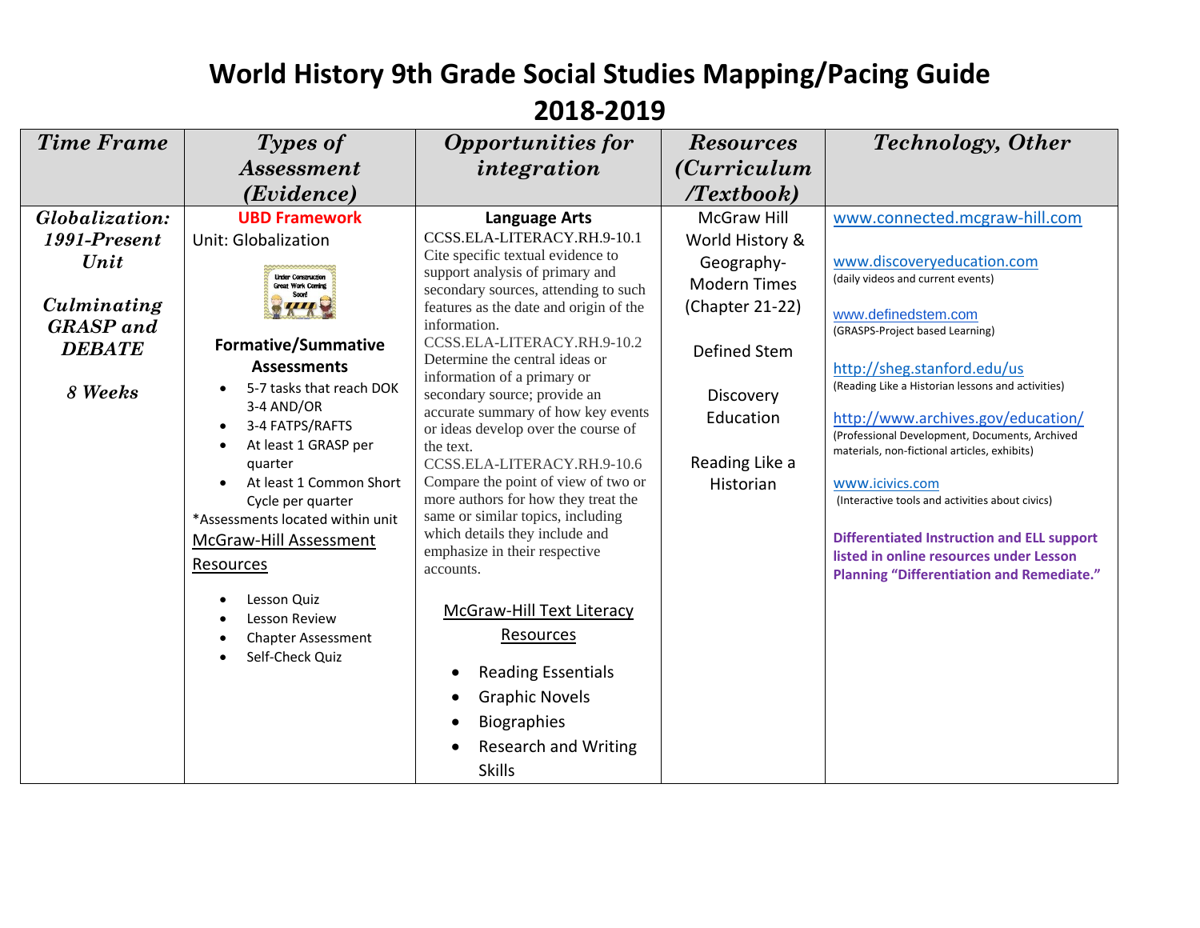# World History 9th Grade Social Studies Mapping/Pacing Guide 2018-2019

| *Time Frame* | *Types of Assessment (Evidence)* | *Opportunities for integration* | *Resources (Curriculum /Textbook)* | *Technology, Other* |
|---|---|---|---|---|
| ***Globalization: 1991-Present Unit***<br><br>***Culminating GRASP and DEBATE***<br><br>***8 Weeks*** | **UBD Framework**<br>Unit: Globalization<br><br>Under Construction Great Work Coming Soon!<br><br>**Formative/Summative Assessments**<br>• 5-7 tasks that reach DOK 3-4 AND/OR<br>• 3-4 FATPS/RAFTS<br>• At least 1 GRASP per quarter<br>• At least 1 Common Short Cycle per quarter<br>*Assessments located within unit<br>McGraw-Hill Assessment Resources<br><br>• Lesson Quiz<br>• Lesson Review<br>• Chapter Assessment<br>• Self-Check Quiz | **Language Arts**<br>CCSS.ELA-LITERACY.RH.9-10.1 Cite specific textual evidence to support analysis of primary and secondary sources, attending to such features as the date and origin of the information.<br>CCSS.ELA-LITERACY.RH.9-10.2 Determine the central ideas or information of a primary or secondary source; provide an accurate summary of how key events or ideas develop over the course of the text.<br>CCSS.ELA-LITERACY.RH.9-10.6 Compare the point of view of two or more authors for how they treat the same or similar topics, including which details they include and emphasize in their respective accounts.<br><br>McGraw-Hill Text Literacy Resources<br><br>• Reading Essentials<br>• Graphic Novels<br>• Biographies<br>• Research and Writing Skills | McGraw Hill World History & Geography- Modern Times (Chapter 21-22)<br><br>Defined Stem<br><br>Discovery Education<br><br>Reading Like a Historian | www.connected.mcgraw-hill.com<br><br>www.discoveryeducation.com<br>(daily videos and current events)<br><br>www.definedstem.com<br>(GRASPS-Project based Learning)<br><br>http://sheg.stanford.edu/us<br>(Reading Like a Historian lessons and activities)<br><br>http://www.archives.gov/education/<br>(Professional Development, Documents, Archived materials, non-fictional articles, exhibits)<br><br>www.icivics.com<br>(Interactive tools and activities about civics)<br><br>**Differentiated Instruction and ELL support listed in online resources under Lesson Planning "Differentiation and Remediate."** |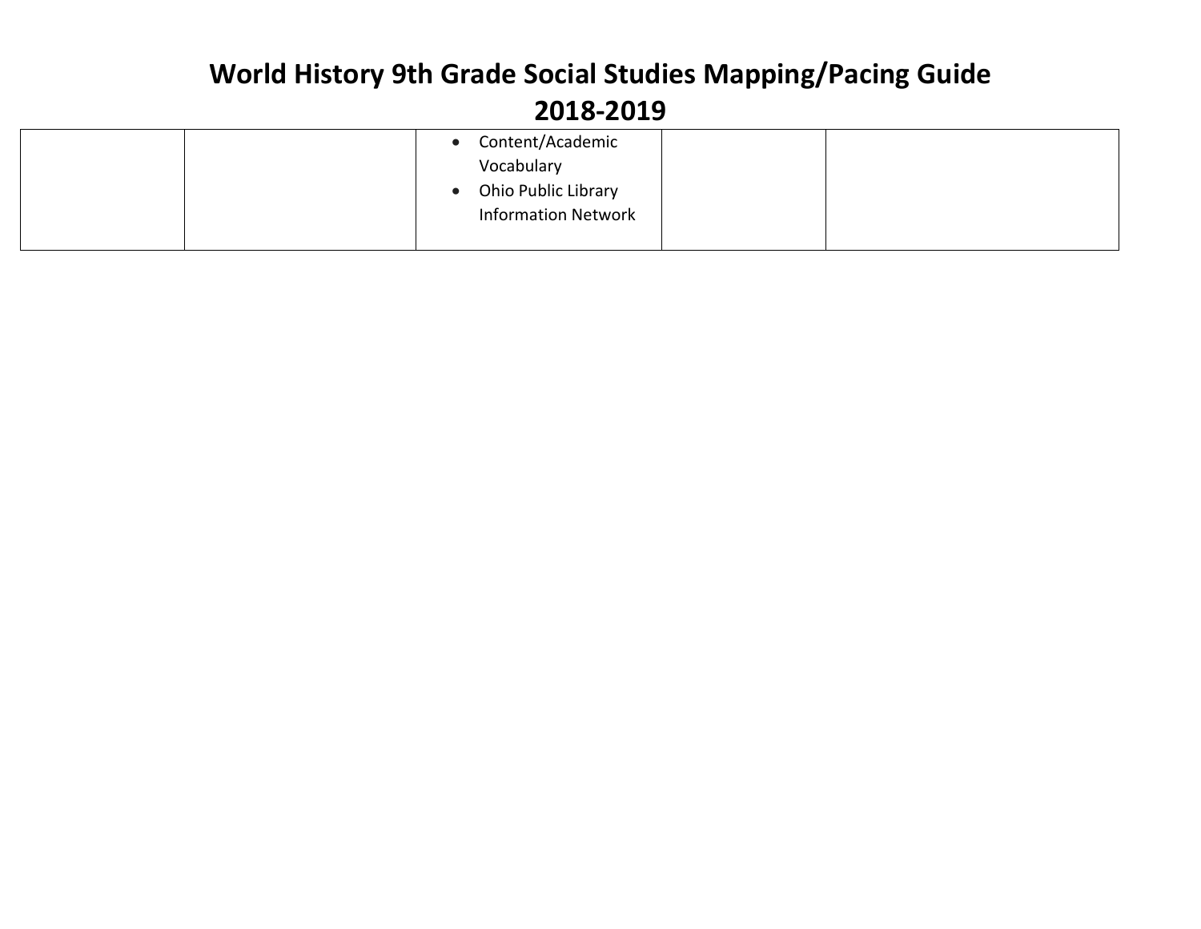# World History 9th Grade Social Studies Mapping/Pacing Guide 2018-2019

| | | | | |
|---|---|---|---|---|
| | | • Content/Academic Vocabulary<br>• Ohio Public Library Information Network | | |